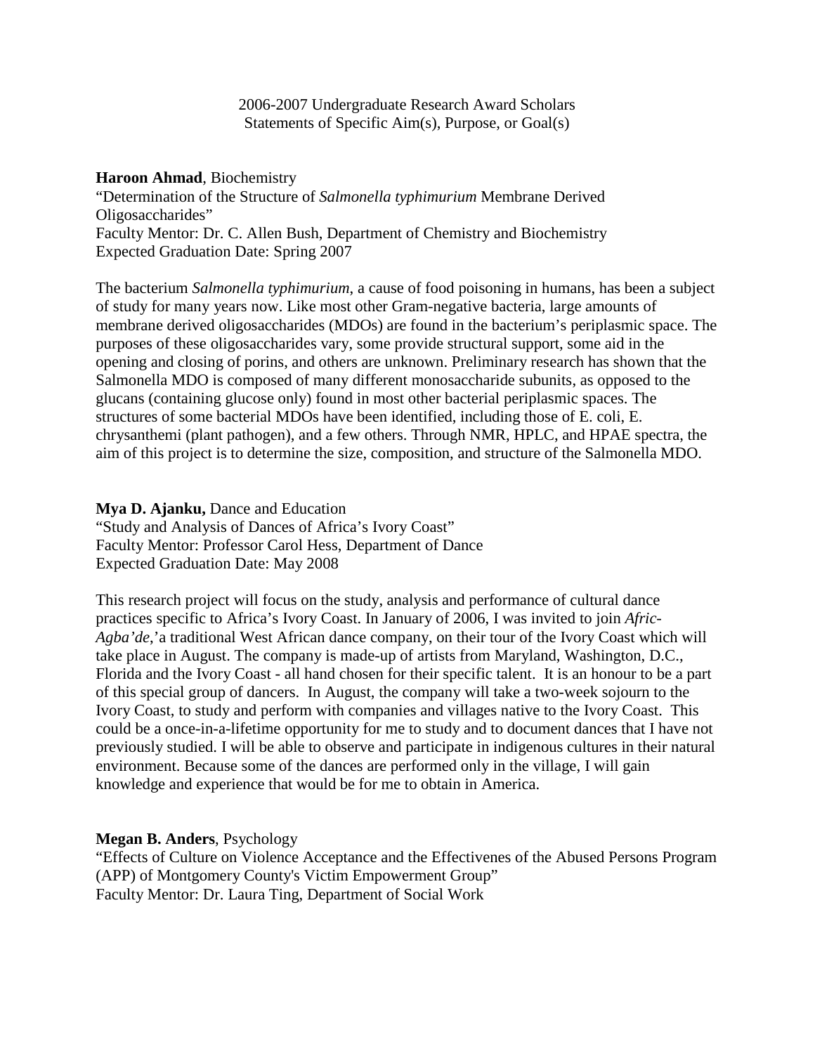2006-2007 Undergraduate Research Award Scholars
Statements of Specific Aim(s), Purpose, or Goal(s)

**Haroon Ahmad**, Biochemistry
"Determination of the Structure of *Salmonella typhimurium* Membrane Derived Oligosaccharides"
Faculty Mentor: Dr. C. Allen Bush, Department of Chemistry and Biochemistry
Expected Graduation Date: Spring 2007

The bacterium *Salmonella typhimurium*, a cause of food poisoning in humans, has been a subject of study for many years now. Like most other Gram-negative bacteria, large amounts of membrane derived oligosaccharides (MDOs) are found in the bacterium's periplasmic space. The purposes of these oligosaccharides vary, some provide structural support, some aid in the opening and closing of porins, and others are unknown. Preliminary research has shown that the Salmonella MDO is composed of many different monosaccharide subunits, as opposed to the glucans (containing glucose only) found in most other bacterial periplasmic spaces. The structures of some bacterial MDOs have been identified, including those of E. coli, E. chrysanthemi (plant pathogen), and a few others. Through NMR, HPLC, and HPAE spectra, the aim of this project is to determine the size, composition, and structure of the Salmonella MDO.

**Mya D. Ajanku,** Dance and Education
"Study and Analysis of Dances of Africa's Ivory Coast"
Faculty Mentor: Professor Carol Hess, Department of Dance
Expected Graduation Date: May 2008

This research project will focus on the study, analysis and performance of cultural dance practices specific to Africa's Ivory Coast. In January of 2006, I was invited to join *Afric-Agba'de*,'a traditional West African dance company, on their tour of the Ivory Coast which will take place in August. The company is made-up of artists from Maryland, Washington, D.C., Florida and the Ivory Coast - all hand chosen for their specific talent. It is an honour to be a part of this special group of dancers. In August, the company will take a two-week sojourn to the Ivory Coast, to study and perform with companies and villages native to the Ivory Coast. This could be a once-in-a-lifetime opportunity for me to study and to document dances that I have not previously studied. I will be able to observe and participate in indigenous cultures in their natural environment. Because some of the dances are performed only in the village, I will gain knowledge and experience that would be for me to obtain in America.

**Megan B. Anders**, Psychology
"Effects of Culture on Violence Acceptance and the Effectivenes of the Abused Persons Program (APP) of Montgomery County's Victim Empowerment Group"
Faculty Mentor: Dr. Laura Ting, Department of Social Work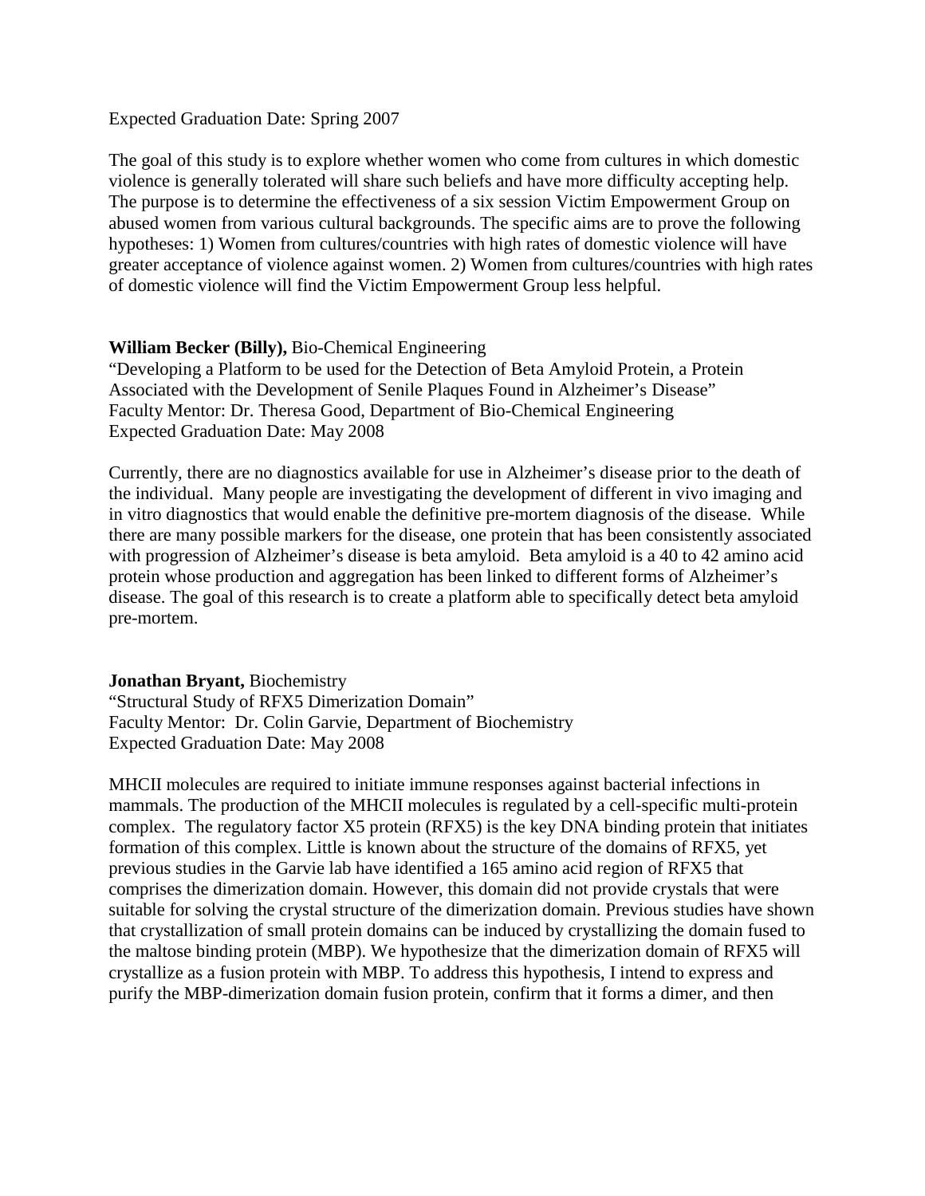Expected Graduation Date: Spring 2007

The goal of this study is to explore whether women who come from cultures in which domestic violence is generally tolerated will share such beliefs and have more difficulty accepting help. The purpose is to determine the effectiveness of a six session Victim Empowerment Group on abused women from various cultural backgrounds. The specific aims are to prove the following hypotheses: 1) Women from cultures/countries with high rates of domestic violence will have greater acceptance of violence against women. 2) Women from cultures/countries with high rates of domestic violence will find the Victim Empowerment Group less helpful.

**William Becker (Billy),** Bio-Chemical Engineering
"Developing a Platform to be used for the Detection of Beta Amyloid Protein, a Protein Associated with the Development of Senile Plaques Found in Alzheimer's Disease"
Faculty Mentor: Dr. Theresa Good, Department of Bio-Chemical Engineering
Expected Graduation Date: May 2008

Currently, there are no diagnostics available for use in Alzheimer's disease prior to the death of the individual. Many people are investigating the development of different in vivo imaging and in vitro diagnostics that would enable the definitive pre-mortem diagnosis of the disease. While there are many possible markers for the disease, one protein that has been consistently associated with progression of Alzheimer's disease is beta amyloid. Beta amyloid is a 40 to 42 amino acid protein whose production and aggregation has been linked to different forms of Alzheimer's disease. The goal of this research is to create a platform able to specifically detect beta amyloid pre-mortem.

**Jonathan Bryant,** Biochemistry
"Structural Study of RFX5 Dimerization Domain"
Faculty Mentor: Dr. Colin Garvie, Department of Biochemistry
Expected Graduation Date: May 2008

MHCII molecules are required to initiate immune responses against bacterial infections in mammals. The production of the MHCII molecules is regulated by a cell-specific multi-protein complex. The regulatory factor X5 protein (RFX5) is the key DNA binding protein that initiates formation of this complex. Little is known about the structure of the domains of RFX5, yet previous studies in the Garvie lab have identified a 165 amino acid region of RFX5 that comprises the dimerization domain. However, this domain did not provide crystals that were suitable for solving the crystal structure of the dimerization domain. Previous studies have shown that crystallization of small protein domains can be induced by crystallizing the domain fused to the maltose binding protein (MBP). We hypothesize that the dimerization domain of RFX5 will crystallize as a fusion protein with MBP. To address this hypothesis, I intend to express and purify the MBP-dimerization domain fusion protein, confirm that it forms a dimer, and then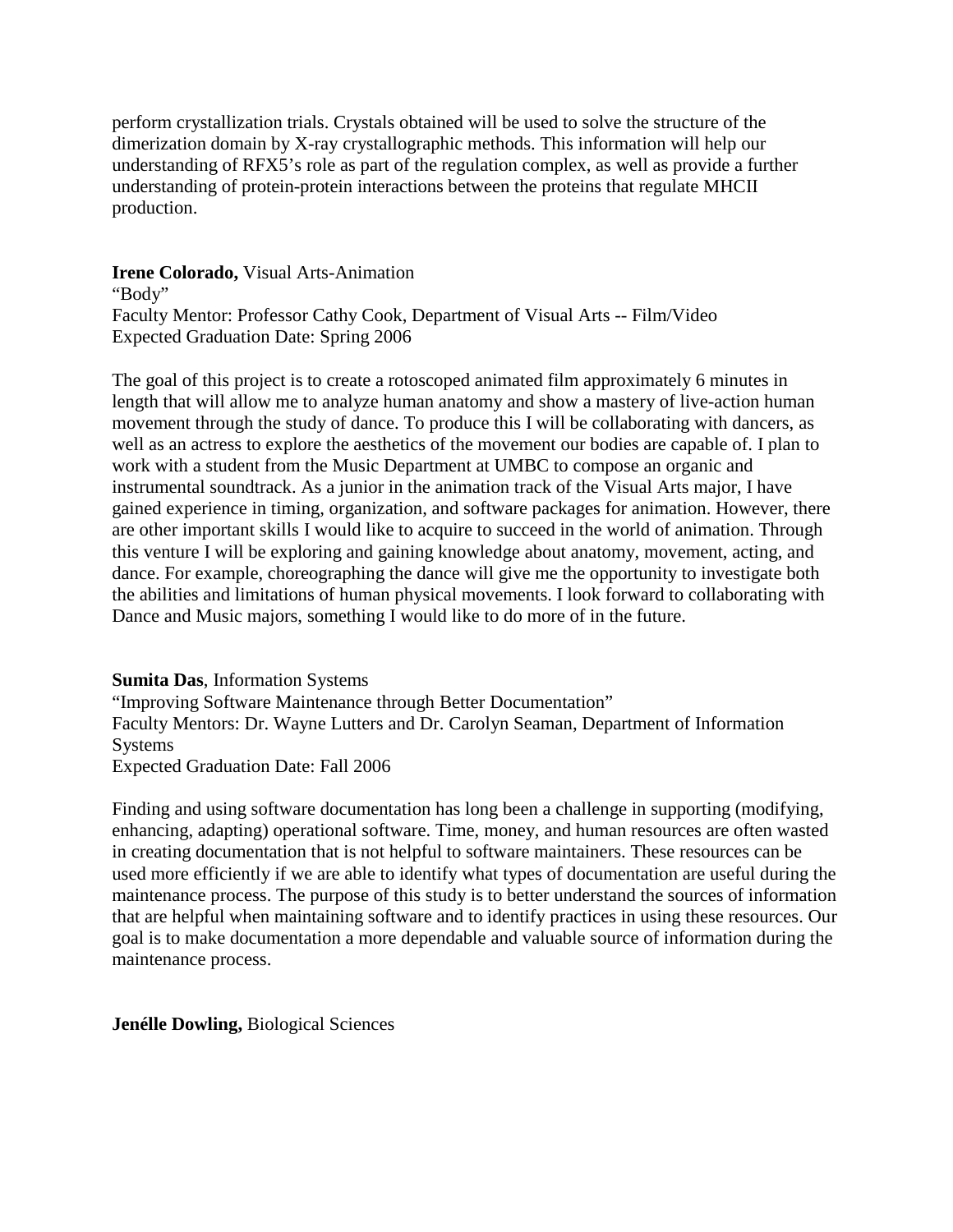perform crystallization trials. Crystals obtained will be used to solve the structure of the dimerization domain by X-ray crystallographic methods. This information will help our understanding of RFX5's role as part of the regulation complex, as well as provide a further understanding of protein-protein interactions between the proteins that regulate MHCII production.

**Irene Colorado,** Visual Arts-Animation
"Body"
Faculty Mentor: Professor Cathy Cook, Department of Visual Arts -- Film/Video
Expected Graduation Date: Spring 2006

The goal of this project is to create a rotoscoped animated film approximately 6 minutes in length that will allow me to analyze human anatomy and show a mastery of live-action human movement through the study of dance. To produce this I will be collaborating with dancers, as well as an actress to explore the aesthetics of the movement our bodies are capable of. I plan to work with a student from the Music Department at UMBC to compose an organic and instrumental soundtrack. As a junior in the animation track of the Visual Arts major, I have gained experience in timing, organization, and software packages for animation. However, there are other important skills I would like to acquire to succeed in the world of animation. Through this venture I will be exploring and gaining knowledge about anatomy, movement, acting, and dance. For example, choreographing the dance will give me the opportunity to investigate both the abilities and limitations of human physical movements. I look forward to collaborating with Dance and Music majors, something I would like to do more of in the future.

**Sumita Das**, Information Systems
"Improving Software Maintenance through Better Documentation"
Faculty Mentors: Dr. Wayne Lutters and Dr. Carolyn Seaman, Department of Information Systems
Expected Graduation Date: Fall 2006

Finding and using software documentation has long been a challenge in supporting (modifying, enhancing, adapting) operational software. Time, money, and human resources are often wasted in creating documentation that is not helpful to software maintainers. These resources can be used more efficiently if we are able to identify what types of documentation are useful during the maintenance process. The purpose of this study is to better understand the sources of information that are helpful when maintaining software and to identify practices in using these resources. Our goal is to make documentation a more dependable and valuable source of information during the maintenance process.

**Jenélle Dowling,** Biological Sciences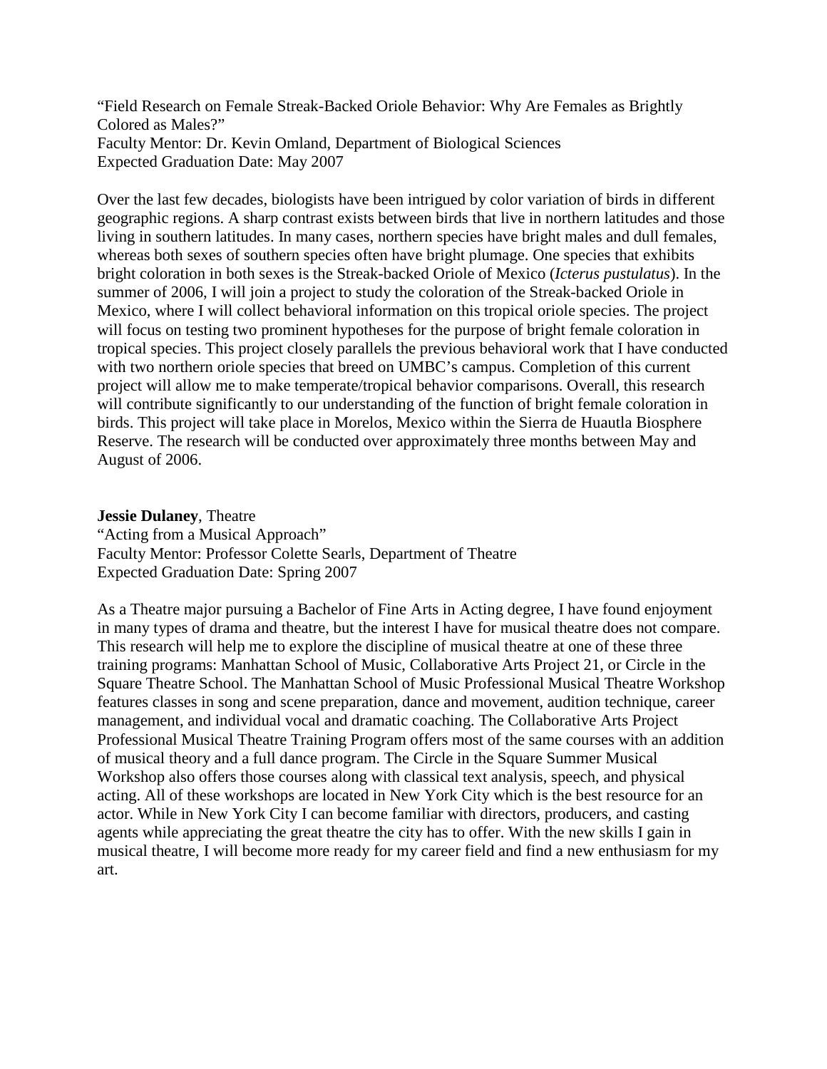"Field Research on Female Streak-Backed Oriole Behavior: Why Are Females as Brightly Colored as Males?"
Faculty Mentor: Dr. Kevin Omland, Department of Biological Sciences
Expected Graduation Date: May 2007

Over the last few decades, biologists have been intrigued by color variation of birds in different geographic regions. A sharp contrast exists between birds that live in northern latitudes and those living in southern latitudes. In many cases, northern species have bright males and dull females, whereas both sexes of southern species often have bright plumage. One species that exhibits bright coloration in both sexes is the Streak-backed Oriole of Mexico (*Icterus pustulatus*). In the summer of 2006, I will join a project to study the coloration of the Streak-backed Oriole in Mexico, where I will collect behavioral information on this tropical oriole species. The project will focus on testing two prominent hypotheses for the purpose of bright female coloration in tropical species. This project closely parallels the previous behavioral work that I have conducted with two northern oriole species that breed on UMBC's campus. Completion of this current project will allow me to make temperate/tropical behavior comparisons. Overall, this research will contribute significantly to our understanding of the function of bright female coloration in birds. This project will take place in Morelos, Mexico within the Sierra de Huautla Biosphere Reserve. The research will be conducted over approximately three months between May and August of 2006.

**Jessie Dulaney**, Theatre
"Acting from a Musical Approach"
Faculty Mentor: Professor Colette Searls, Department of Theatre
Expected Graduation Date: Spring 2007

As a Theatre major pursuing a Bachelor of Fine Arts in Acting degree, I have found enjoyment in many types of drama and theatre, but the interest I have for musical theatre does not compare. This research will help me to explore the discipline of musical theatre at one of these three training programs: Manhattan School of Music, Collaborative Arts Project 21, or Circle in the Square Theatre School. The Manhattan School of Music Professional Musical Theatre Workshop features classes in song and scene preparation, dance and movement, audition technique, career management, and individual vocal and dramatic coaching. The Collaborative Arts Project Professional Musical Theatre Training Program offers most of the same courses with an addition of musical theory and a full dance program. The Circle in the Square Summer Musical Workshop also offers those courses along with classical text analysis, speech, and physical acting. All of these workshops are located in New York City which is the best resource for an actor. While in New York City I can become familiar with directors, producers, and casting agents while appreciating the great theatre the city has to offer. With the new skills I gain in musical theatre, I will become more ready for my career field and find a new enthusiasm for my art.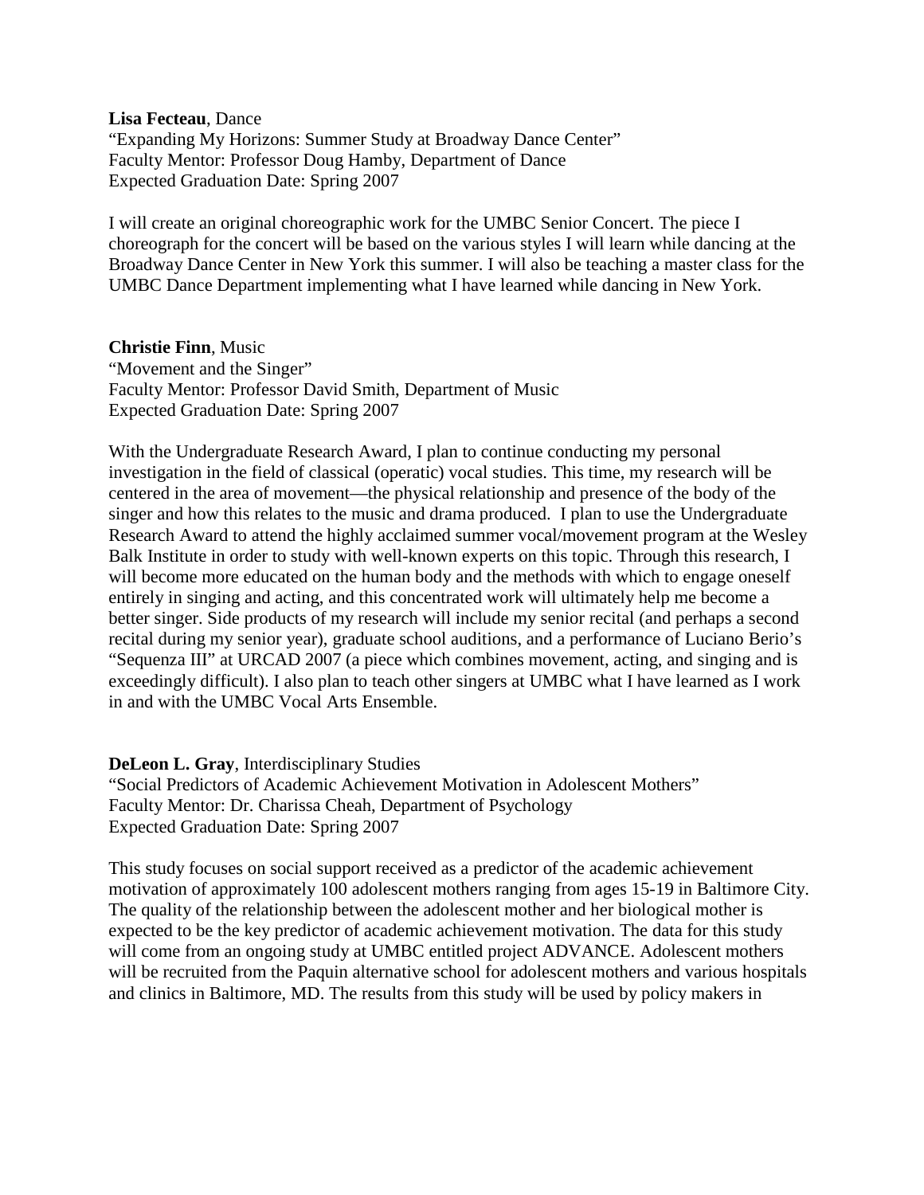**Lisa Fecteau**, Dance
"Expanding My Horizons: Summer Study at Broadway Dance Center"
Faculty Mentor: Professor Doug Hamby, Department of Dance
Expected Graduation Date: Spring 2007

I will create an original choreographic work for the UMBC Senior Concert. The piece I choreograph for the concert will be based on the various styles I will learn while dancing at the Broadway Dance Center in New York this summer. I will also be teaching a master class for the UMBC Dance Department implementing what I have learned while dancing in New York.

**Christie Finn**, Music
"Movement and the Singer"
Faculty Mentor: Professor David Smith, Department of Music
Expected Graduation Date: Spring 2007

With the Undergraduate Research Award, I plan to continue conducting my personal investigation in the field of classical (operatic) vocal studies. This time, my research will be centered in the area of movement—the physical relationship and presence of the body of the singer and how this relates to the music and drama produced. I plan to use the Undergraduate Research Award to attend the highly acclaimed summer vocal/movement program at the Wesley Balk Institute in order to study with well-known experts on this topic. Through this research, I will become more educated on the human body and the methods with which to engage oneself entirely in singing and acting, and this concentrated work will ultimately help me become a better singer. Side products of my research will include my senior recital (and perhaps a second recital during my senior year), graduate school auditions, and a performance of Luciano Berio's "Sequenza III" at URCAD 2007 (a piece which combines movement, acting, and singing and is exceedingly difficult). I also plan to teach other singers at UMBC what I have learned as I work in and with the UMBC Vocal Arts Ensemble.

**DeLeon L. Gray**, Interdisciplinary Studies
"Social Predictors of Academic Achievement Motivation in Adolescent Mothers"
Faculty Mentor: Dr. Charissa Cheah, Department of Psychology
Expected Graduation Date: Spring 2007

This study focuses on social support received as a predictor of the academic achievement motivation of approximately 100 adolescent mothers ranging from ages 15-19 in Baltimore City. The quality of the relationship between the adolescent mother and her biological mother is expected to be the key predictor of academic achievement motivation. The data for this study will come from an ongoing study at UMBC entitled project ADVANCE. Adolescent mothers will be recruited from the Paquin alternative school for adolescent mothers and various hospitals and clinics in Baltimore, MD. The results from this study will be used by policy makers in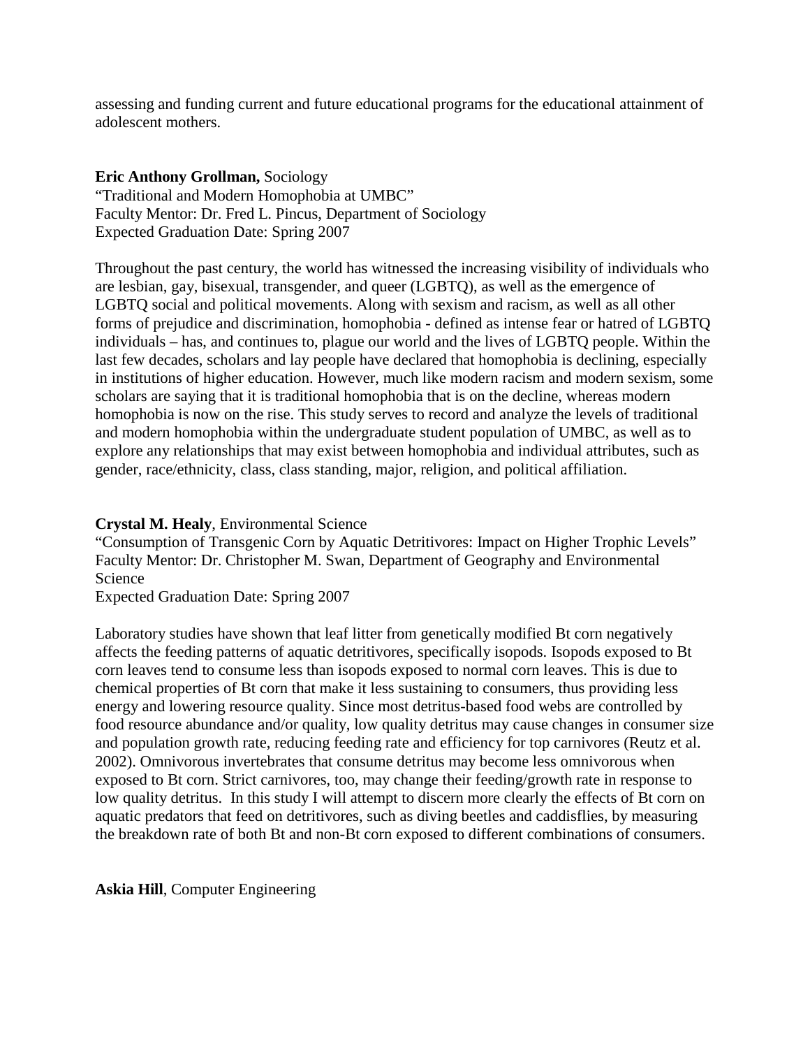assessing and funding current and future educational programs for the educational attainment of adolescent mothers.

**Eric Anthony Grollman,** Sociology
"Traditional and Modern Homophobia at UMBC"
Faculty Mentor: Dr. Fred L. Pincus, Department of Sociology
Expected Graduation Date: Spring 2007

Throughout the past century, the world has witnessed the increasing visibility of individuals who are lesbian, gay, bisexual, transgender, and queer (LGBTQ), as well as the emergence of LGBTQ social and political movements. Along with sexism and racism, as well as all other forms of prejudice and discrimination, homophobia - defined as intense fear or hatred of LGBTQ individuals – has, and continues to, plague our world and the lives of LGBTQ people. Within the last few decades, scholars and lay people have declared that homophobia is declining, especially in institutions of higher education. However, much like modern racism and modern sexism, some scholars are saying that it is traditional homophobia that is on the decline, whereas modern homophobia is now on the rise. This study serves to record and analyze the levels of traditional and modern homophobia within the undergraduate student population of UMBC, as well as to explore any relationships that may exist between homophobia and individual attributes, such as gender, race/ethnicity, class, class standing, major, religion, and political affiliation.

**Crystal M. Healy**, Environmental Science
"Consumption of Transgenic Corn by Aquatic Detritivores: Impact on Higher Trophic Levels"
Faculty Mentor: Dr. Christopher M. Swan, Department of Geography and Environmental Science
Expected Graduation Date: Spring 2007

Laboratory studies have shown that leaf litter from genetically modified Bt corn negatively affects the feeding patterns of aquatic detritivores, specifically isopods. Isopods exposed to Bt corn leaves tend to consume less than isopods exposed to normal corn leaves. This is due to chemical properties of Bt corn that make it less sustaining to consumers, thus providing less energy and lowering resource quality. Since most detritus-based food webs are controlled by food resource abundance and/or quality, low quality detritus may cause changes in consumer size and population growth rate, reducing feeding rate and efficiency for top carnivores (Reutz et al. 2002). Omnivorous invertebrates that consume detritus may become less omnivorous when exposed to Bt corn. Strict carnivores, too, may change their feeding/growth rate in response to low quality detritus. In this study I will attempt to discern more clearly the effects of Bt corn on aquatic predators that feed on detritivores, such as diving beetles and caddisflies, by measuring the breakdown rate of both Bt and non-Bt corn exposed to different combinations of consumers.

**Askia Hill**, Computer Engineering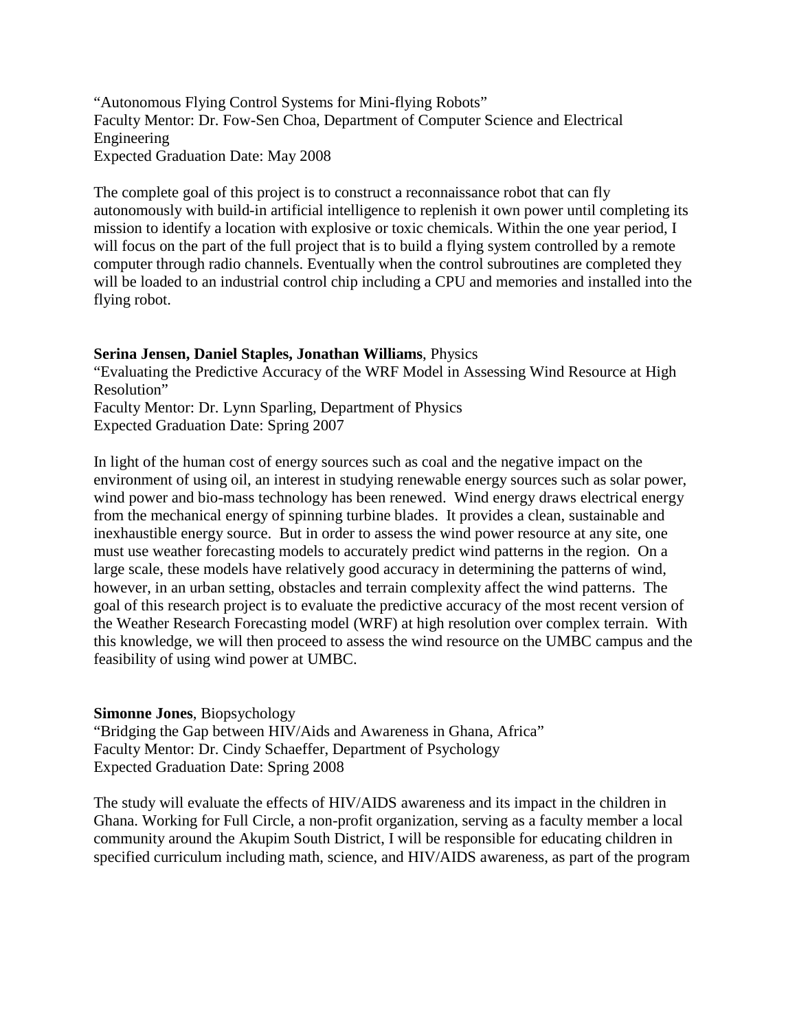"Autonomous Flying Control Systems for Mini-flying Robots"
Faculty Mentor: Dr. Fow-Sen Choa, Department of Computer Science and Electrical Engineering
Expected Graduation Date: May 2008

The complete goal of this project is to construct a reconnaissance robot that can fly autonomously with build-in artificial intelligence to replenish it own power until completing its mission to identify a location with explosive or toxic chemicals. Within the one year period, I will focus on the part of the full project that is to build a flying system controlled by a remote computer through radio channels. Eventually when the control subroutines are completed they will be loaded to an industrial control chip including a CPU and memories and installed into the flying robot.

**Serina Jensen, Daniel Staples, Jonathan Williams**, Physics
"Evaluating the Predictive Accuracy of the WRF Model in Assessing Wind Resource at High Resolution"
Faculty Mentor: Dr. Lynn Sparling, Department of Physics
Expected Graduation Date: Spring 2007

In light of the human cost of energy sources such as coal and the negative impact on the environment of using oil, an interest in studying renewable energy sources such as solar power, wind power and bio-mass technology has been renewed. Wind energy draws electrical energy from the mechanical energy of spinning turbine blades. It provides a clean, sustainable and inexhaustible energy source. But in order to assess the wind power resource at any site, one must use weather forecasting models to accurately predict wind patterns in the region. On a large scale, these models have relatively good accuracy in determining the patterns of wind, however, in an urban setting, obstacles and terrain complexity affect the wind patterns. The goal of this research project is to evaluate the predictive accuracy of the most recent version of the Weather Research Forecasting model (WRF) at high resolution over complex terrain. With this knowledge, we will then proceed to assess the wind resource on the UMBC campus and the feasibility of using wind power at UMBC.

**Simonne Jones**, Biopsychology
"Bridging the Gap between HIV/Aids and Awareness in Ghana, Africa"
Faculty Mentor: Dr. Cindy Schaeffer, Department of Psychology
Expected Graduation Date: Spring 2008

The study will evaluate the effects of HIV/AIDS awareness and its impact in the children in Ghana. Working for Full Circle, a non-profit organization, serving as a faculty member a local community around the Akupim South District, I will be responsible for educating children in specified curriculum including math, science, and HIV/AIDS awareness, as part of the program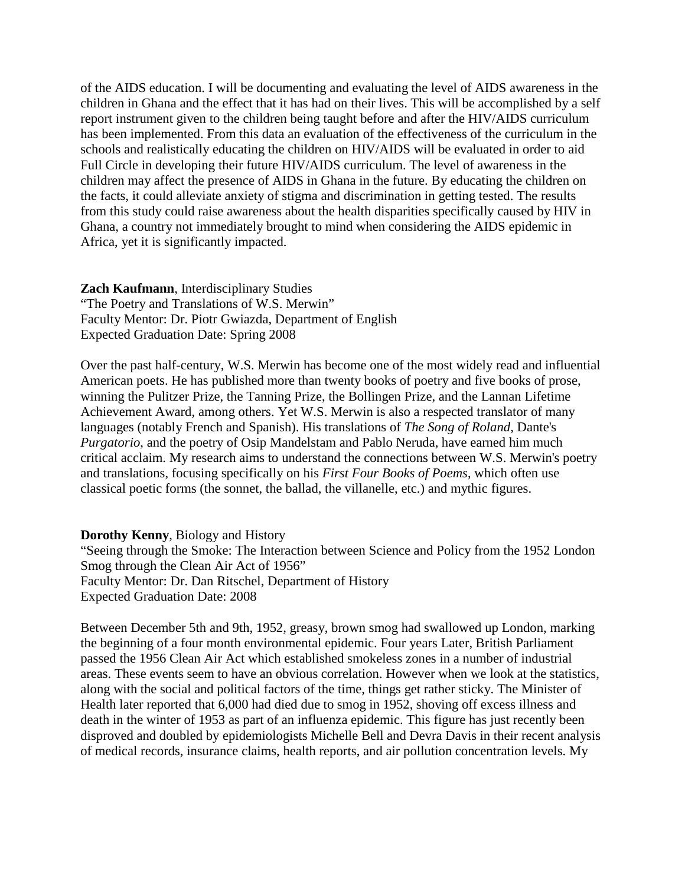of the AIDS education. I will be documenting and evaluating the level of AIDS awareness in the children in Ghana and the effect that it has had on their lives. This will be accomplished by a self report instrument given to the children being taught before and after the HIV/AIDS curriculum has been implemented. From this data an evaluation of the effectiveness of the curriculum in the schools and realistically educating the children on HIV/AIDS will be evaluated in order to aid Full Circle in developing their future HIV/AIDS curriculum. The level of awareness in the children may affect the presence of AIDS in Ghana in the future. By educating the children on the facts, it could alleviate anxiety of stigma and discrimination in getting tested. The results from this study could raise awareness about the health disparities specifically caused by HIV in Ghana, a country not immediately brought to mind when considering the AIDS epidemic in Africa, yet it is significantly impacted.

**Zach Kaufmann**, Interdisciplinary Studies
"The Poetry and Translations of W.S. Merwin"
Faculty Mentor: Dr. Piotr Gwiazda, Department of English
Expected Graduation Date: Spring 2008

Over the past half-century, W.S. Merwin has become one of the most widely read and influential American poets. He has published more than twenty books of poetry and five books of prose, winning the Pulitzer Prize, the Tanning Prize, the Bollingen Prize, and the Lannan Lifetime Achievement Award, among others. Yet W.S. Merwin is also a respected translator of many languages (notably French and Spanish). His translations of *The Song of Roland*, Dante's *Purgatorio*, and the poetry of Osip Mandelstam and Pablo Neruda, have earned him much critical acclaim. My research aims to understand the connections between W.S. Merwin's poetry and translations, focusing specifically on his *First Four Books of Poems*, which often use classical poetic forms (the sonnet, the ballad, the villanelle, etc.) and mythic figures.

**Dorothy Kenny**, Biology and History
"Seeing through the Smoke: The Interaction between Science and Policy from the 1952 London Smog through the Clean Air Act of 1956"
Faculty Mentor: Dr. Dan Ritschel, Department of History
Expected Graduation Date: 2008

Between December 5th and 9th, 1952, greasy, brown smog had swallowed up London, marking the beginning of a four month environmental epidemic. Four years Later, British Parliament passed the 1956 Clean Air Act which established smokeless zones in a number of industrial areas. These events seem to have an obvious correlation. However when we look at the statistics, along with the social and political factors of the time, things get rather sticky. The Minister of Health later reported that 6,000 had died due to smog in 1952, shoving off excess illness and death in the winter of 1953 as part of an influenza epidemic. This figure has just recently been disproved and doubled by epidemiologists Michelle Bell and Devra Davis in their recent analysis of medical records, insurance claims, health reports, and air pollution concentration levels. My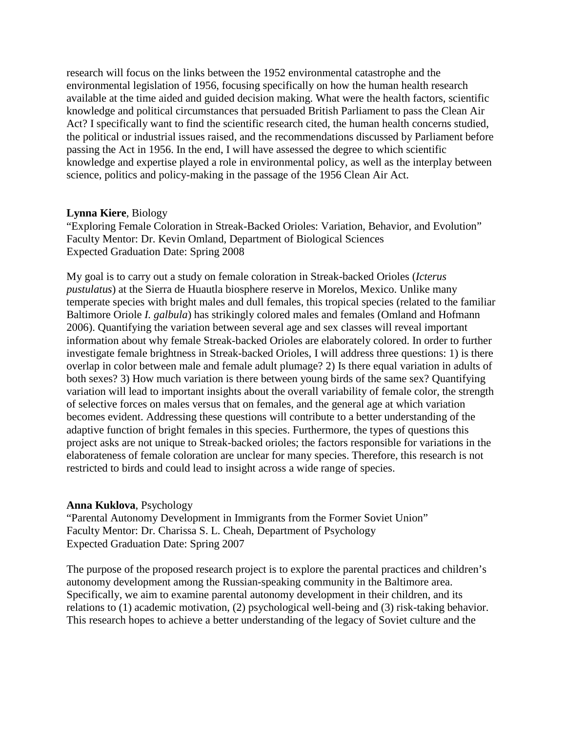research will focus on the links between the 1952 environmental catastrophe and the environmental legislation of 1956, focusing specifically on how the human health research available at the time aided and guided decision making. What were the health factors, scientific knowledge and political circumstances that persuaded British Parliament to pass the Clean Air Act? I specifically want to find the scientific research cited, the human health concerns studied, the political or industrial issues raised, and the recommendations discussed by Parliament before passing the Act in 1956. In the end, I will have assessed the degree to which scientific knowledge and expertise played a role in environmental policy, as well as the interplay between science, politics and policy-making in the passage of the 1956 Clean Air Act.

**Lynna Kiere**, Biology
"Exploring Female Coloration in Streak-Backed Orioles: Variation, Behavior, and Evolution"
Faculty Mentor: Dr. Kevin Omland, Department of Biological Sciences
Expected Graduation Date: Spring 2008

My goal is to carry out a study on female coloration in Streak-backed Orioles (*Icterus pustulatus*) at the Sierra de Huautla biosphere reserve in Morelos, Mexico. Unlike many temperate species with bright males and dull females, this tropical species (related to the familiar Baltimore Oriole *I. galbula*) has strikingly colored males and females (Omland and Hofmann 2006). Quantifying the variation between several age and sex classes will reveal important information about why female Streak-backed Orioles are elaborately colored. In order to further investigate female brightness in Streak-backed Orioles, I will address three questions: 1) is there overlap in color between male and female adult plumage? 2) Is there equal variation in adults of both sexes? 3) How much variation is there between young birds of the same sex? Quantifying variation will lead to important insights about the overall variability of female color, the strength of selective forces on males versus that on females, and the general age at which variation becomes evident. Addressing these questions will contribute to a better understanding of the adaptive function of bright females in this species. Furthermore, the types of questions this project asks are not unique to Streak-backed orioles; the factors responsible for variations in the elaborateness of female coloration are unclear for many species. Therefore, this research is not restricted to birds and could lead to insight across a wide range of species.

**Anna Kuklova**, Psychology
"Parental Autonomy Development in Immigrants from the Former Soviet Union"
Faculty Mentor: Dr. Charissa S. L. Cheah, Department of Psychology
Expected Graduation Date: Spring 2007

The purpose of the proposed research project is to explore the parental practices and children's autonomy development among the Russian-speaking community in the Baltimore area. Specifically, we aim to examine parental autonomy development in their children, and its relations to (1) academic motivation, (2) psychological well-being and (3) risk-taking behavior. This research hopes to achieve a better understanding of the legacy of Soviet culture and the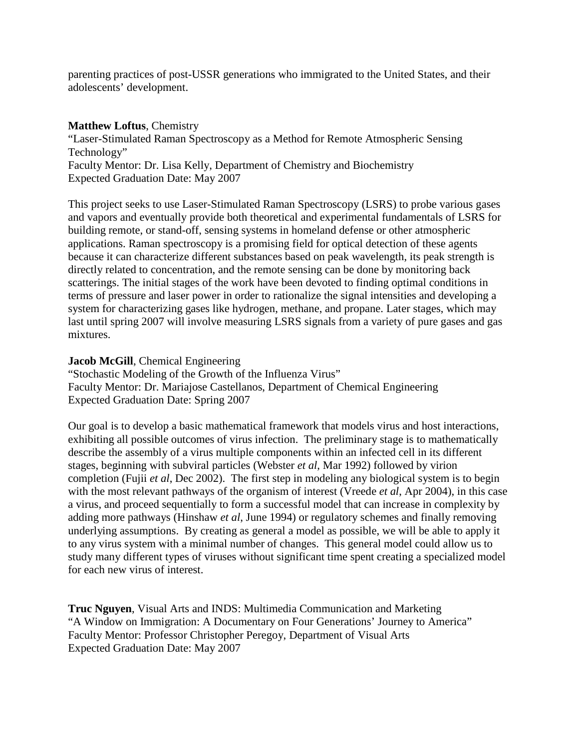parenting practices of post-USSR generations who immigrated to the United States, and their adolescents' development.

**Matthew Loftus**, Chemistry
"Laser-Stimulated Raman Spectroscopy as a Method for Remote Atmospheric Sensing Technology"
Faculty Mentor: Dr. Lisa Kelly, Department of Chemistry and Biochemistry
Expected Graduation Date: May 2007

This project seeks to use Laser-Stimulated Raman Spectroscopy (LSRS) to probe various gases and vapors and eventually provide both theoretical and experimental fundamentals of LSRS for building remote, or stand-off, sensing systems in homeland defense or other atmospheric applications. Raman spectroscopy is a promising field for optical detection of these agents because it can characterize different substances based on peak wavelength, its peak strength is directly related to concentration, and the remote sensing can be done by monitoring back scatterings. The initial stages of the work have been devoted to finding optimal conditions in terms of pressure and laser power in order to rationalize the signal intensities and developing a system for characterizing gases like hydrogen, methane, and propane. Later stages, which may last until spring 2007 will involve measuring LSRS signals from a variety of pure gases and gas mixtures.

**Jacob McGill**, Chemical Engineering
"Stochastic Modeling of the Growth of the Influenza Virus"
Faculty Mentor: Dr. Mariajose Castellanos, Department of Chemical Engineering
Expected Graduation Date: Spring 2007

Our goal is to develop a basic mathematical framework that models virus and host interactions, exhibiting all possible outcomes of virus infection. The preliminary stage is to mathematically describe the assembly of a virus multiple components within an infected cell in its different stages, beginning with subviral particles (Webster *et al*, Mar 1992) followed by virion completion (Fujii *et al*, Dec 2002). The first step in modeling any biological system is to begin with the most relevant pathways of the organism of interest (Vreede *et al*, Apr 2004), in this case a virus, and proceed sequentially to form a successful model that can increase in complexity by adding more pathways (Hinshaw *et al*, June 1994) or regulatory schemes and finally removing underlying assumptions. By creating as general a model as possible, we will be able to apply it to any virus system with a minimal number of changes. This general model could allow us to study many different types of viruses without significant time spent creating a specialized model for each new virus of interest.

**Truc Nguyen**, Visual Arts and INDS: Multimedia Communication and Marketing
"A Window on Immigration: A Documentary on Four Generations' Journey to America"
Faculty Mentor: Professor Christopher Peregoy, Department of Visual Arts
Expected Graduation Date: May 2007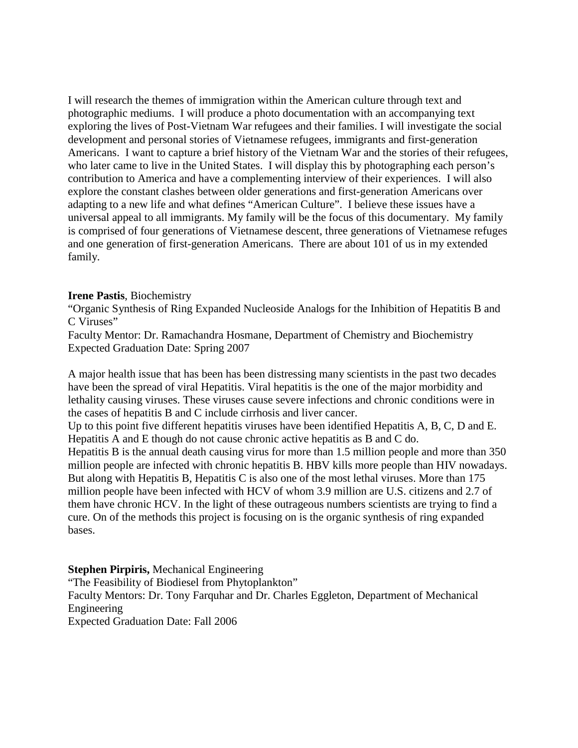I will research the themes of immigration within the American culture through text and photographic mediums. I will produce a photo documentation with an accompanying text exploring the lives of Post-Vietnam War refugees and their families. I will investigate the social development and personal stories of Vietnamese refugees, immigrants and first-generation Americans. I want to capture a brief history of the Vietnam War and the stories of their refugees, who later came to live in the United States. I will display this by photographing each person's contribution to America and have a complementing interview of their experiences. I will also explore the constant clashes between older generations and first-generation Americans over adapting to a new life and what defines "American Culture". I believe these issues have a universal appeal to all immigrants. My family will be the focus of this documentary. My family is comprised of four generations of Vietnamese descent, three generations of Vietnamese refuges and one generation of first-generation Americans. There are about 101 of us in my extended family.

**Irene Pastis**, Biochemistry
"Organic Synthesis of Ring Expanded Nucleoside Analogs for the Inhibition of Hepatitis B and C Viruses"
Faculty Mentor: Dr. Ramachandra Hosmane, Department of Chemistry and Biochemistry
Expected Graduation Date: Spring 2007

A major health issue that has been has been distressing many scientists in the past two decades have been the spread of viral Hepatitis. Viral hepatitis is the one of the major morbidity and lethality causing viruses. These viruses cause severe infections and chronic conditions were in the cases of hepatitis B and C include cirrhosis and liver cancer.
Up to this point five different hepatitis viruses have been identified Hepatitis A, B, C, D and E. Hepatitis A and E though do not cause chronic active hepatitis as B and C do.
Hepatitis B is the annual death causing virus for more than 1.5 million people and more than 350 million people are infected with chronic hepatitis B. HBV kills more people than HIV nowadays. But along with Hepatitis B, Hepatitis C is also one of the most lethal viruses. More than 175 million people have been infected with HCV of whom 3.9 million are U.S. citizens and 2.7 of them have chronic HCV. In the light of these outrageous numbers scientists are trying to find a cure. On of the methods this project is focusing on is the organic synthesis of ring expanded bases.

**Stephen Pirpiris,** Mechanical Engineering
"The Feasibility of Biodiesel from Phytoplankton"
Faculty Mentors: Dr. Tony Farquhar and Dr. Charles Eggleton, Department of Mechanical Engineering
Expected Graduation Date: Fall 2006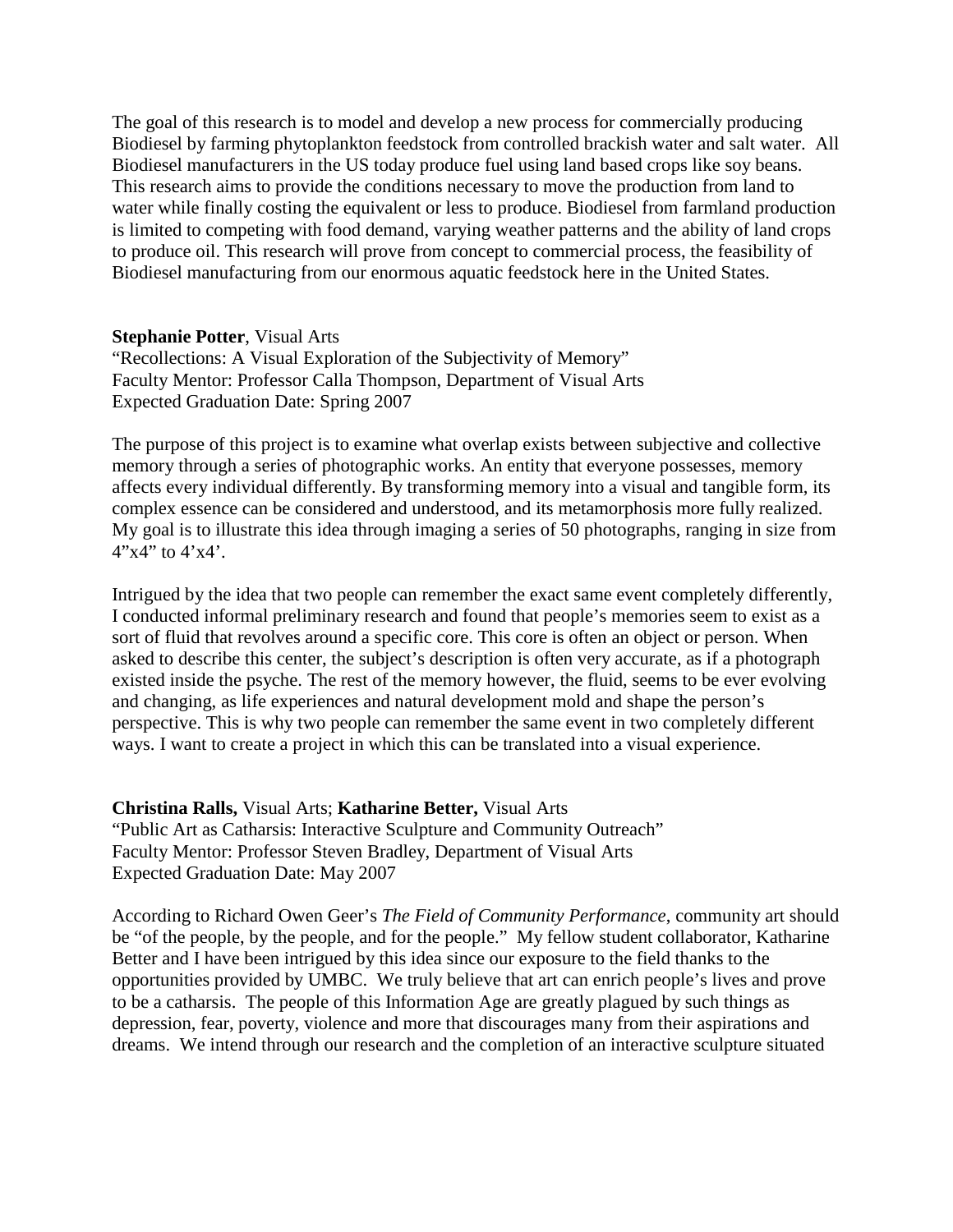The goal of this research is to model and develop a new process for commercially producing Biodiesel by farming phytoplankton feedstock from controlled brackish water and salt water. All Biodiesel manufacturers in the US today produce fuel using land based crops like soy beans. This research aims to provide the conditions necessary to move the production from land to water while finally costing the equivalent or less to produce. Biodiesel from farmland production is limited to competing with food demand, varying weather patterns and the ability of land crops to produce oil. This research will prove from concept to commercial process, the feasibility of Biodiesel manufacturing from our enormous aquatic feedstock here in the United States.

**Stephanie Potter**, Visual Arts
"Recollections: A Visual Exploration of the Subjectivity of Memory"
Faculty Mentor: Professor Calla Thompson, Department of Visual Arts
Expected Graduation Date: Spring 2007

The purpose of this project is to examine what overlap exists between subjective and collective memory through a series of photographic works. An entity that everyone possesses, memory affects every individual differently. By transforming memory into a visual and tangible form, its complex essence can be considered and understood, and its metamorphosis more fully realized. My goal is to illustrate this idea through imaging a series of 50 photographs, ranging in size from 4"x4" to 4'x4'.

Intrigued by the idea that two people can remember the exact same event completely differently, I conducted informal preliminary research and found that people's memories seem to exist as a sort of fluid that revolves around a specific core. This core is often an object or person. When asked to describe this center, the subject's description is often very accurate, as if a photograph existed inside the psyche. The rest of the memory however, the fluid, seems to be ever evolving and changing, as life experiences and natural development mold and shape the person's perspective. This is why two people can remember the same event in two completely different ways. I want to create a project in which this can be translated into a visual experience.

**Christina Ralls,** Visual Arts; **Katharine Better,** Visual Arts
"Public Art as Catharsis: Interactive Sculpture and Community Outreach"
Faculty Mentor: Professor Steven Bradley, Department of Visual Arts
Expected Graduation Date: May 2007

According to Richard Owen Geer's *The Field of Community Performance*, community art should be "of the people, by the people, and for the people." My fellow student collaborator, Katharine Better and I have been intrigued by this idea since our exposure to the field thanks to the opportunities provided by UMBC. We truly believe that art can enrich people's lives and prove to be a catharsis. The people of this Information Age are greatly plagued by such things as depression, fear, poverty, violence and more that discourages many from their aspirations and dreams. We intend through our research and the completion of an interactive sculpture situated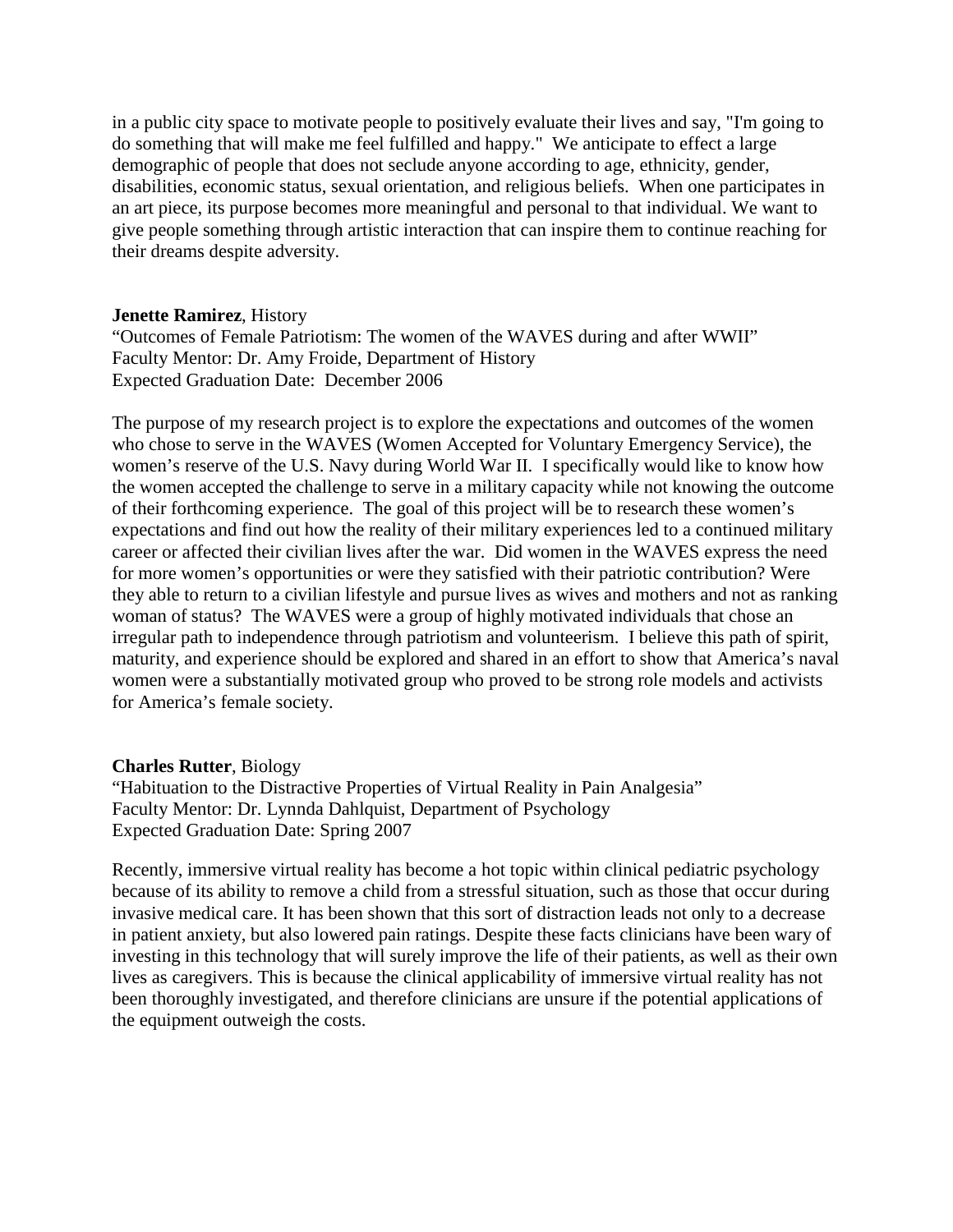in a public city space to motivate people to positively evaluate their lives and say, "I'm going to do something that will make me feel fulfilled and happy." We anticipate to effect a large demographic of people that does not seclude anyone according to age, ethnicity, gender, disabilities, economic status, sexual orientation, and religious beliefs. When one participates in an art piece, its purpose becomes more meaningful and personal to that individual. We want to give people something through artistic interaction that can inspire them to continue reaching for their dreams despite adversity.

**Jenette Ramirez**, History
"Outcomes of Female Patriotism: The women of the WAVES during and after WWII"
Faculty Mentor: Dr. Amy Froide, Department of History
Expected Graduation Date: December 2006

The purpose of my research project is to explore the expectations and outcomes of the women who chose to serve in the WAVES (Women Accepted for Voluntary Emergency Service), the women's reserve of the U.S. Navy during World War II. I specifically would like to know how the women accepted the challenge to serve in a military capacity while not knowing the outcome of their forthcoming experience. The goal of this project will be to research these women's expectations and find out how the reality of their military experiences led to a continued military career or affected their civilian lives after the war. Did women in the WAVES express the need for more women's opportunities or were they satisfied with their patriotic contribution? Were they able to return to a civilian lifestyle and pursue lives as wives and mothers and not as ranking woman of status? The WAVES were a group of highly motivated individuals that chose an irregular path to independence through patriotism and volunteerism. I believe this path of spirit, maturity, and experience should be explored and shared in an effort to show that America's naval women were a substantially motivated group who proved to be strong role models and activists for America's female society.

**Charles Rutter**, Biology
"Habituation to the Distractive Properties of Virtual Reality in Pain Analgesia"
Faculty Mentor: Dr. Lynnda Dahlquist, Department of Psychology
Expected Graduation Date: Spring 2007

Recently, immersive virtual reality has become a hot topic within clinical pediatric psychology because of its ability to remove a child from a stressful situation, such as those that occur during invasive medical care. It has been shown that this sort of distraction leads not only to a decrease in patient anxiety, but also lowered pain ratings. Despite these facts clinicians have been wary of investing in this technology that will surely improve the life of their patients, as well as their own lives as caregivers. This is because the clinical applicability of immersive virtual reality has not been thoroughly investigated, and therefore clinicians are unsure if the potential applications of the equipment outweigh the costs.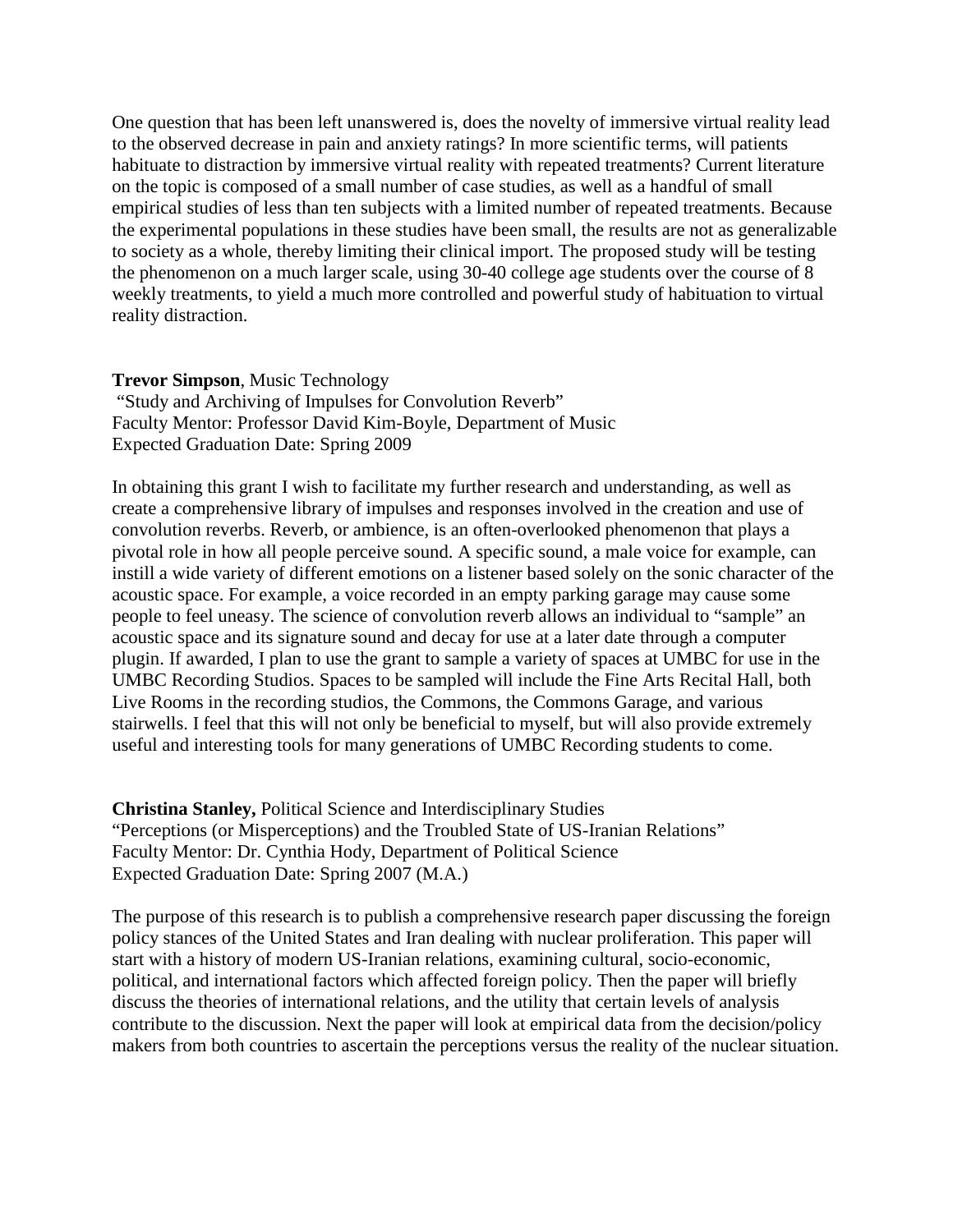One question that has been left unanswered is, does the novelty of immersive virtual reality lead to the observed decrease in pain and anxiety ratings? In more scientific terms, will patients habituate to distraction by immersive virtual reality with repeated treatments? Current literature on the topic is composed of a small number of case studies, as well as a handful of small empirical studies of less than ten subjects with a limited number of repeated treatments. Because the experimental populations in these studies have been small, the results are not as generalizable to society as a whole, thereby limiting their clinical import. The proposed study will be testing the phenomenon on a much larger scale, using 30-40 college age students over the course of 8 weekly treatments, to yield a much more controlled and powerful study of habituation to virtual reality distraction.

**Trevor Simpson**, Music Technology
"Study and Archiving of Impulses for Convolution Reverb"
Faculty Mentor: Professor David Kim-Boyle, Department of Music
Expected Graduation Date: Spring 2009

In obtaining this grant I wish to facilitate my further research and understanding, as well as create a comprehensive library of impulses and responses involved in the creation and use of convolution reverbs. Reverb, or ambience, is an often-overlooked phenomenon that plays a pivotal role in how all people perceive sound. A specific sound, a male voice for example, can instill a wide variety of different emotions on a listener based solely on the sonic character of the acoustic space. For example, a voice recorded in an empty parking garage may cause some people to feel uneasy. The science of convolution reverb allows an individual to "sample" an acoustic space and its signature sound and decay for use at a later date through a computer plugin. If awarded, I plan to use the grant to sample a variety of spaces at UMBC for use in the UMBC Recording Studios. Spaces to be sampled will include the Fine Arts Recital Hall, both Live Rooms in the recording studios, the Commons, the Commons Garage, and various stairwells. I feel that this will not only be beneficial to myself, but will also provide extremely useful and interesting tools for many generations of UMBC Recording students to come.

**Christina Stanley,** Political Science and Interdisciplinary Studies
"Perceptions (or Misperceptions) and the Troubled State of US-Iranian Relations"
Faculty Mentor: Dr. Cynthia Hody, Department of Political Science
Expected Graduation Date: Spring 2007 (M.A.)

The purpose of this research is to publish a comprehensive research paper discussing the foreign policy stances of the United States and Iran dealing with nuclear proliferation. This paper will start with a history of modern US-Iranian relations, examining cultural, socio-economic, political, and international factors which affected foreign policy. Then the paper will briefly discuss the theories of international relations, and the utility that certain levels of analysis contribute to the discussion. Next the paper will look at empirical data from the decision/policy makers from both countries to ascertain the perceptions versus the reality of the nuclear situation.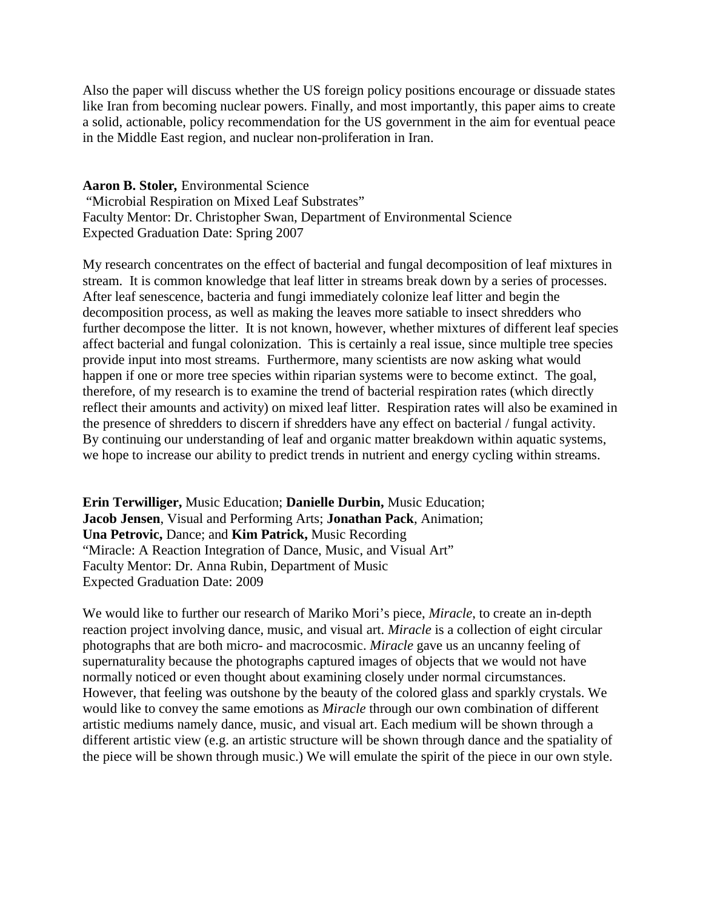Also the paper will discuss whether the US foreign policy positions encourage or dissuade states like Iran from becoming nuclear powers. Finally, and most importantly, this paper aims to create a solid, actionable, policy recommendation for the US government in the aim for eventual peace in the Middle East region, and nuclear non-proliferation in Iran.

**Aaron B. Stoler,** Environmental Science
"Microbial Respiration on Mixed Leaf Substrates"
Faculty Mentor: Dr. Christopher Swan, Department of Environmental Science
Expected Graduation Date: Spring 2007

My research concentrates on the effect of bacterial and fungal decomposition of leaf mixtures in stream. It is common knowledge that leaf litter in streams break down by a series of processes. After leaf senescence, bacteria and fungi immediately colonize leaf litter and begin the decomposition process, as well as making the leaves more satiable to insect shredders who further decompose the litter. It is not known, however, whether mixtures of different leaf species affect bacterial and fungal colonization. This is certainly a real issue, since multiple tree species provide input into most streams. Furthermore, many scientists are now asking what would happen if one or more tree species within riparian systems were to become extinct. The goal, therefore, of my research is to examine the trend of bacterial respiration rates (which directly reflect their amounts and activity) on mixed leaf litter. Respiration rates will also be examined in the presence of shredders to discern if shredders have any effect on bacterial / fungal activity. By continuing our understanding of leaf and organic matter breakdown within aquatic systems, we hope to increase our ability to predict trends in nutrient and energy cycling within streams.

**Erin Terwilliger,** Music Education; **Danielle Durbin,** Music Education; **Jacob Jensen**, Visual and Performing Arts; **Jonathan Pack**, Animation; **Una Petrovic,** Dance; and **Kim Patrick,** Music Recording
"Miracle: A Reaction Integration of Dance, Music, and Visual Art"
Faculty Mentor: Dr. Anna Rubin, Department of Music
Expected Graduation Date: 2009

We would like to further our research of Mariko Mori's piece, *Miracle*, to create an in-depth reaction project involving dance, music, and visual art. *Miracle* is a collection of eight circular photographs that are both micro- and macrocosmic. *Miracle* gave us an uncanny feeling of supernaturality because the photographs captured images of objects that we would not have normally noticed or even thought about examining closely under normal circumstances. However, that feeling was outshone by the beauty of the colored glass and sparkly crystals. We would like to convey the same emotions as *Miracle* through our own combination of different artistic mediums namely dance, music, and visual art. Each medium will be shown through a different artistic view (e.g. an artistic structure will be shown through dance and the spatiality of the piece will be shown through music.) We will emulate the spirit of the piece in our own style.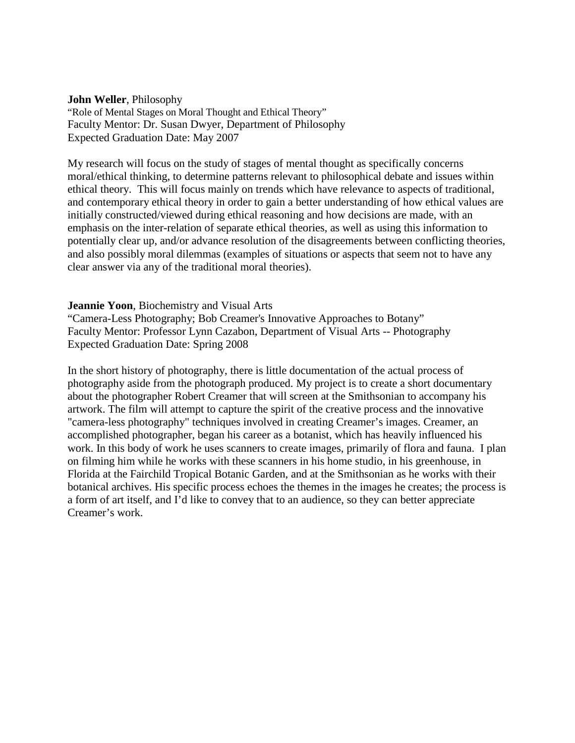**John Weller**, Philosophy
"Role of Mental Stages on Moral Thought and Ethical Theory"
Faculty Mentor: Dr. Susan Dwyer, Department of Philosophy
Expected Graduation Date: May 2007

My research will focus on the study of stages of mental thought as specifically concerns moral/ethical thinking, to determine patterns relevant to philosophical debate and issues within ethical theory. This will focus mainly on trends which have relevance to aspects of traditional, and contemporary ethical theory in order to gain a better understanding of how ethical values are initially constructed/viewed during ethical reasoning and how decisions are made, with an emphasis on the inter-relation of separate ethical theories, as well as using this information to potentially clear up, and/or advance resolution of the disagreements between conflicting theories, and also possibly moral dilemmas (examples of situations or aspects that seem not to have any clear answer via any of the traditional moral theories).

**Jeannie Yoon**, Biochemistry and Visual Arts
"Camera-Less Photography; Bob Creamer's Innovative Approaches to Botany"
Faculty Mentor: Professor Lynn Cazabon, Department of Visual Arts -- Photography
Expected Graduation Date: Spring 2008

In the short history of photography, there is little documentation of the actual process of photography aside from the photograph produced. My project is to create a short documentary about the photographer Robert Creamer that will screen at the Smithsonian to accompany his artwork. The film will attempt to capture the spirit of the creative process and the innovative "camera-less photography" techniques involved in creating Creamer's images. Creamer, an accomplished photographer, began his career as a botanist, which has heavily influenced his work. In this body of work he uses scanners to create images, primarily of flora and fauna. I plan on filming him while he works with these scanners in his home studio, in his greenhouse, in Florida at the Fairchild Tropical Botanic Garden, and at the Smithsonian as he works with their botanical archives. His specific process echoes the themes in the images he creates; the process is a form of art itself, and I'd like to convey that to an audience, so they can better appreciate Creamer's work.